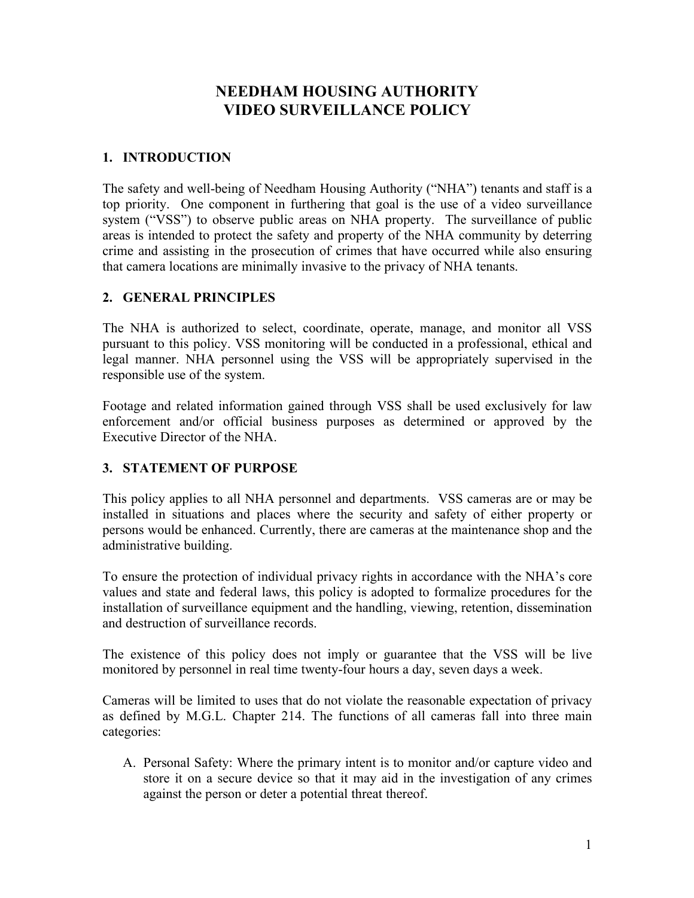# NEEDHAM HOUSING AUTHORITY
# VIDEO SURVEILLANCE POLICY

## 1. INTRODUCTION

The safety and well-being of Needham Housing Authority ("NHA") tenants and staff is a top priority. One component in furthering that goal is the use of a video surveillance system ("VSS") to observe public areas on NHA property. The surveillance of public areas is intended to protect the safety and property of the NHA community by deterring crime and assisting in the prosecution of crimes that have occurred while also ensuring that camera locations are minimally invasive to the privacy of NHA tenants.

## 2. GENERAL PRINCIPLES

The NHA is authorized to select, coordinate, operate, manage, and monitor all VSS pursuant to this policy. VSS monitoring will be conducted in a professional, ethical and legal manner. NHA personnel using the VSS will be appropriately supervised in the responsible use of the system.

Footage and related information gained through VSS shall be used exclusively for law enforcement and/or official business purposes as determined or approved by the Executive Director of the NHA.

## 3. STATEMENT OF PURPOSE

This policy applies to all NHA personnel and departments. VSS cameras are or may be installed in situations and places where the security and safety of either property or persons would be enhanced. Currently, there are cameras at the maintenance shop and the administrative building.

To ensure the protection of individual privacy rights in accordance with the NHA's core values and state and federal laws, this policy is adopted to formalize procedures for the installation of surveillance equipment and the handling, viewing, retention, dissemination and destruction of surveillance records.

The existence of this policy does not imply or guarantee that the VSS will be live monitored by personnel in real time twenty-four hours a day, seven days a week.

Cameras will be limited to uses that do not violate the reasonable expectation of privacy as defined by M.G.L. Chapter 214. The functions of all cameras fall into three main categories:

A. Personal Safety: Where the primary intent is to monitor and/or capture video and store it on a secure device so that it may aid in the investigation of any crimes against the person or deter a potential threat thereof.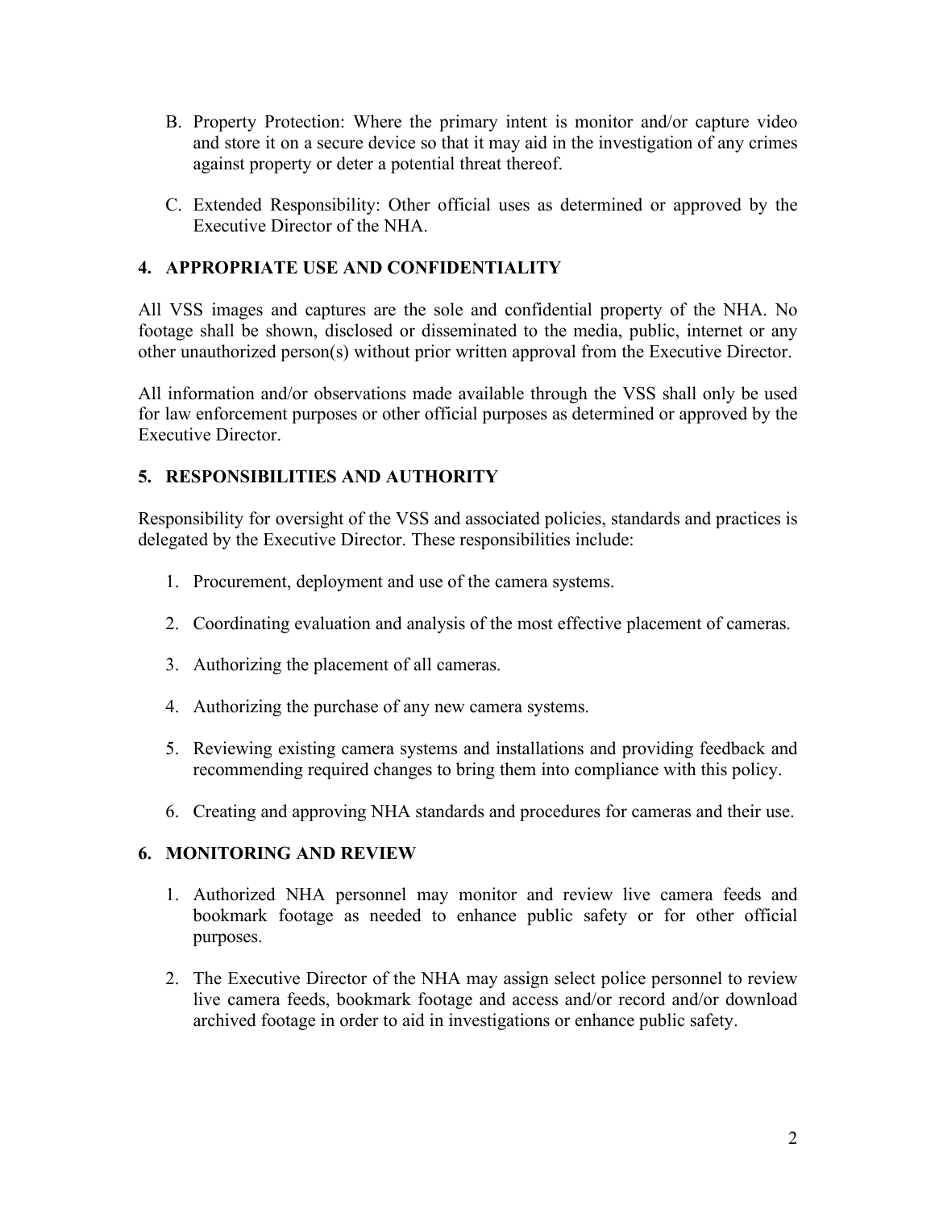B. Property Protection: Where the primary intent is monitor and/or capture video and store it on a secure device so that it may aid in the investigation of any crimes against property or deter a potential threat thereof.

C. Extended Responsibility: Other official uses as determined or approved by the Executive Director of the NHA.

## 4. APPROPRIATE USE AND CONFIDENTIALITY

All VSS images and captures are the sole and confidential property of the NHA. No footage shall be shown, disclosed or disseminated to the media, public, internet or any other unauthorized person(s) without prior written approval from the Executive Director.

All information and/or observations made available through the VSS shall only be used for law enforcement purposes or other official purposes as determined or approved by the Executive Director.

## 5. RESPONSIBILITIES AND AUTHORITY

Responsibility for oversight of the VSS and associated policies, standards and practices is delegated by the Executive Director. These responsibilities include:

1. Procurement, deployment and use of the camera systems.
2. Coordinating evaluation and analysis of the most effective placement of cameras.
3. Authorizing the placement of all cameras.
4. Authorizing the purchase of any new camera systems.
5. Reviewing existing camera systems and installations and providing feedback and recommending required changes to bring them into compliance with this policy.
6. Creating and approving NHA standards and procedures for cameras and their use.

## 6. MONITORING AND REVIEW

1. Authorized NHA personnel may monitor and review live camera feeds and bookmark footage as needed to enhance public safety or for other official purposes.
2. The Executive Director of the NHA may assign select police personnel to review live camera feeds, bookmark footage and access and/or record and/or download archived footage in order to aid in investigations or enhance public safety.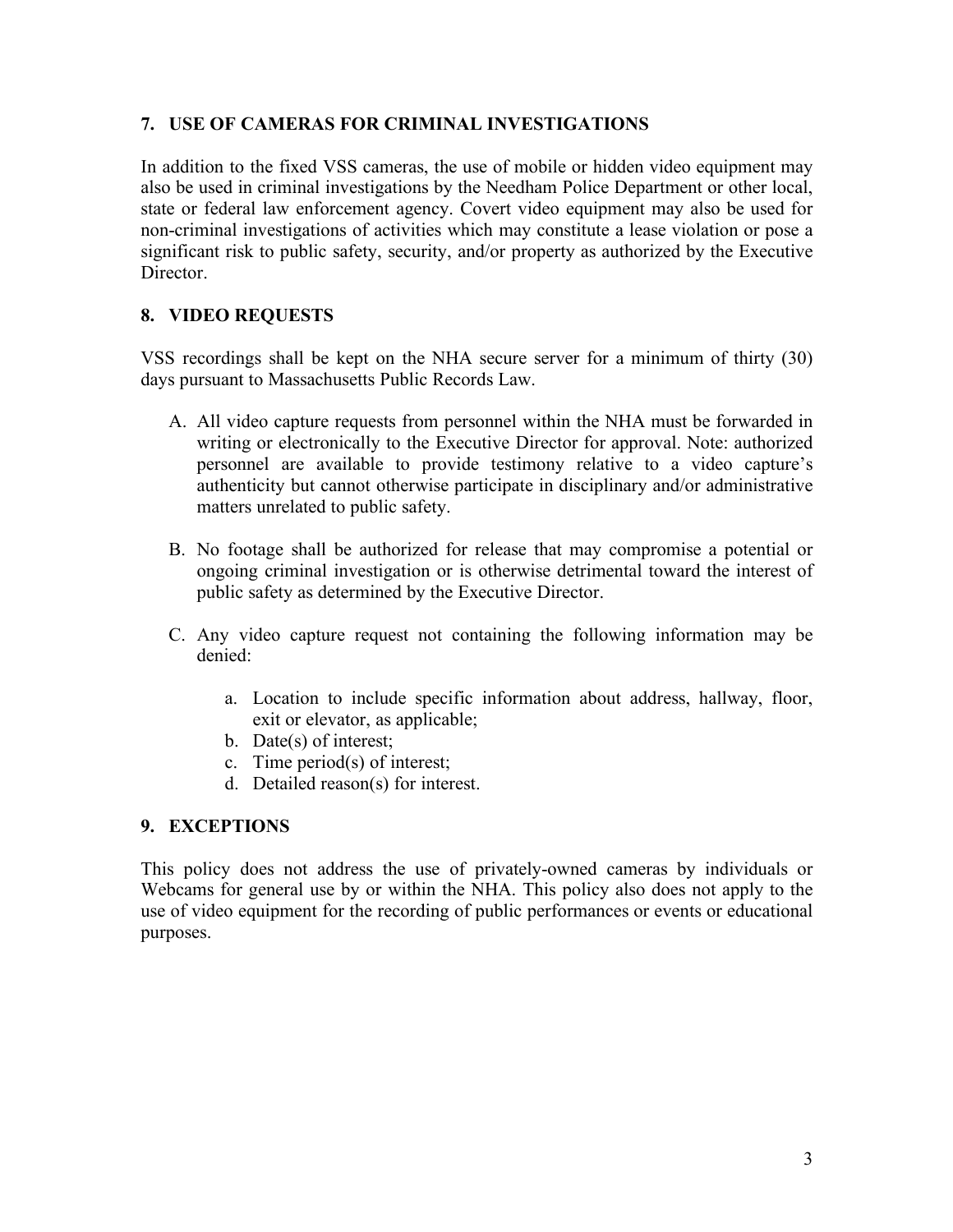## 7. USE OF CAMERAS FOR CRIMINAL INVESTIGATIONS

In addition to the fixed VSS cameras, the use of mobile or hidden video equipment may also be used in criminal investigations by the Needham Police Department or other local, state or federal law enforcement agency. Covert video equipment may also be used for non-criminal investigations of activities which may constitute a lease violation or pose a significant risk to public safety, security, and/or property as authorized by the Executive Director.

## 8. VIDEO REQUESTS

VSS recordings shall be kept on the NHA secure server for a minimum of thirty (30) days pursuant to Massachusetts Public Records Law.

A. All video capture requests from personnel within the NHA must be forwarded in writing or electronically to the Executive Director for approval. Note: authorized personnel are available to provide testimony relative to a video capture's authenticity but cannot otherwise participate in disciplinary and/or administrative matters unrelated to public safety.

B. No footage shall be authorized for release that may compromise a potential or ongoing criminal investigation or is otherwise detrimental toward the interest of public safety as determined by the Executive Director.

C. Any video capture request not containing the following information may be denied:

   a. Location to include specific information about address, hallway, floor, exit or elevator, as applicable;
   b. Date(s) of interest;
   c. Time period(s) of interest;
   d. Detailed reason(s) for interest.

## 9. EXCEPTIONS

This policy does not address the use of privately-owned cameras by individuals or Webcams for general use by or within the NHA. This policy also does not apply to the use of video equipment for the recording of public performances or events or educational purposes.